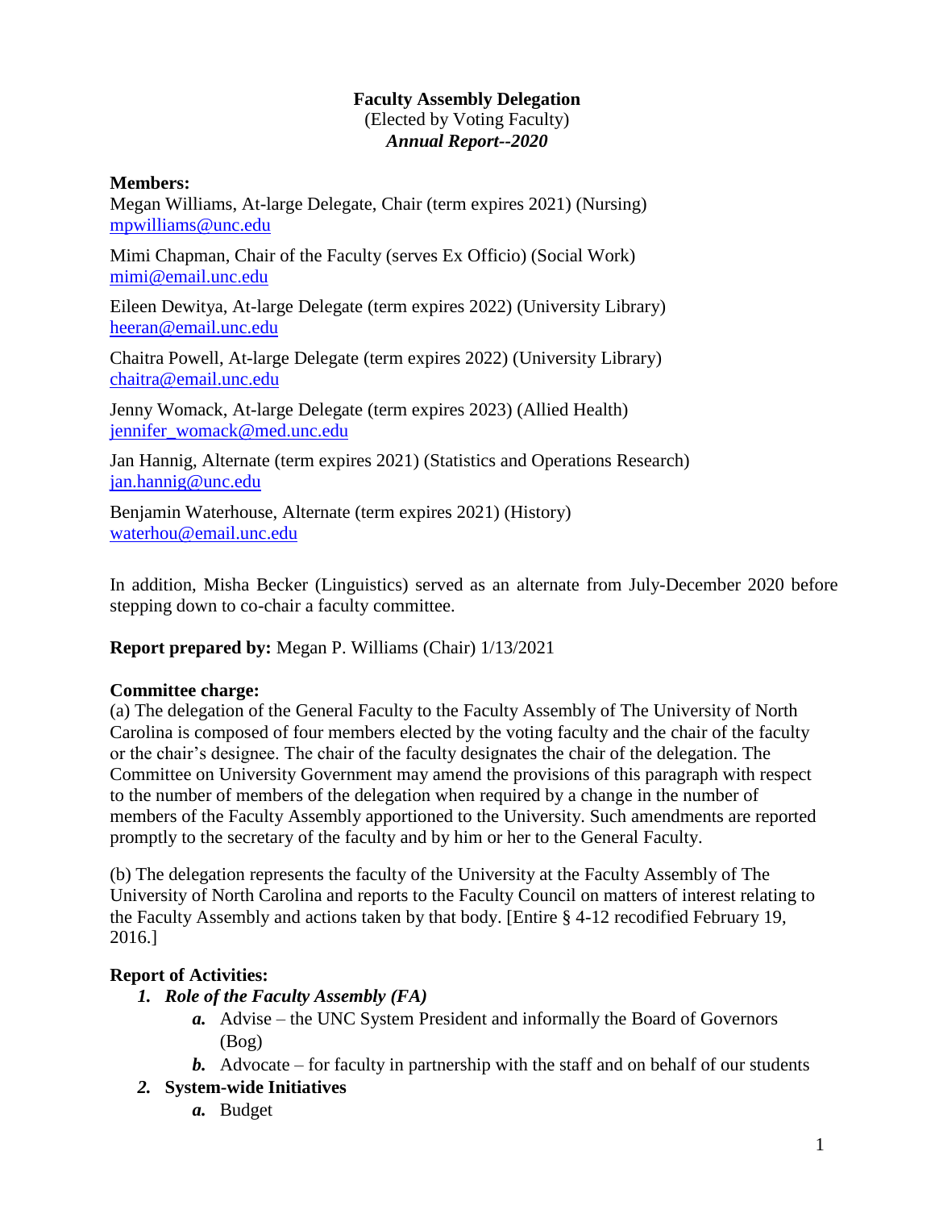**Faculty Assembly Delegation**
(Elected by Voting Faculty)
***Annual Report--2020***

**Members:**
Megan Williams, At-large Delegate, Chair (term expires 2021) (Nursing)
mpwilliams@unc.edu

Mimi Chapman, Chair of the Faculty (serves Ex Officio) (Social Work)
mimi@email.unc.edu

Eileen Dewitya, At-large Delegate (term expires 2022) (University Library)
heeran@email.unc.edu

Chaitra Powell, At-large Delegate (term expires 2022) (University Library)
chaitra@email.unc.edu

Jenny Womack, At-large Delegate (term expires 2023) (Allied Health)
jennifer_womack@med.unc.edu

Jan Hannig, Alternate (term expires 2021) (Statistics and Operations Research)
jan.hannig@unc.edu

Benjamin Waterhouse, Alternate (term expires 2021) (History)
waterhou@email.unc.edu

In addition, Misha Becker (Linguistics) served as an alternate from July-December 2020 before stepping down to co-chair a faculty committee.

**Report prepared by:** Megan P. Williams (Chair) 1/13/2021

**Committee charge:**
(a) The delegation of the General Faculty to the Faculty Assembly of The University of North Carolina is composed of four members elected by the voting faculty and the chair of the faculty or the chair's designee. The chair of the faculty designates the chair of the delegation. The Committee on University Government may amend the provisions of this paragraph with respect to the number of members of the delegation when required by a change in the number of members of the Faculty Assembly apportioned to the University. Such amendments are reported promptly to the secretary of the faculty and by him or her to the General Faculty.

(b) The delegation represents the faculty of the University at the Faculty Assembly of The University of North Carolina and reports to the Faculty Council on matters of interest relating to the Faculty Assembly and actions taken by that body. [Entire § 4-12 recodified February 19, 2016.]

**Report of Activities:**

1. ***Role of the Faculty Assembly (FA)***
   a. Advise – the UNC System President and informally the Board of Governors (Bog)
   b. Advocate – for faculty in partnership with the staff and on behalf of our students
2. **System-wide Initiatives**
   a. Budget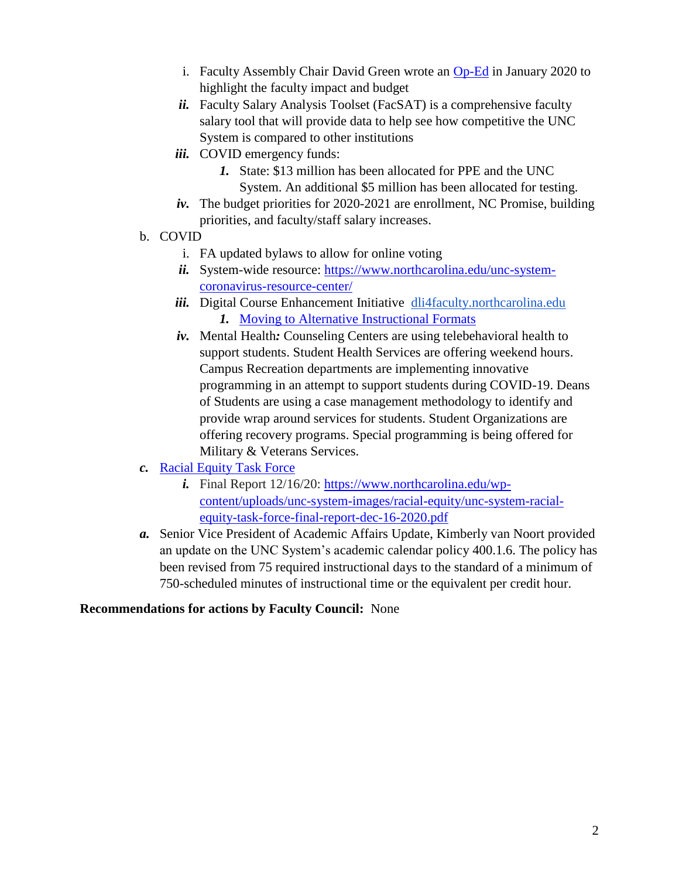i. Faculty Assembly Chair David Green wrote an [Op-Ed](#) in January 2020 to highlight the faculty impact and budget
   ***ii.*** Faculty Salary Analysis Toolset (FacSAT) is a comprehensive faculty salary tool that will provide data to help see how competitive the UNC System is compared to other institutions
   ***iii.*** COVID emergency funds:
      ***1.*** State: $13 million has been allocated for PPE and the UNC System. An additional $5 million has been allocated for testing.
   ***iv.*** The budget priorities for 2020-2021 are enrollment, NC Promise, building priorities, and faculty/staff salary increases.

b. COVID
   i. FA updated bylaws to allow for online voting
   ***ii.*** System-wide resource: https://www.northcarolina.edu/unc-system-coronavirus-resource-center/
   ***iii.*** Digital Course Enhancement Initiative dli4faculty.northcarolina.edu
      ***1.*** [Moving to Alternative Instructional Formats](#)
   ***iv.*** Mental Health***:*** Counseling Centers are using telebehavioral health to support students. Student Health Services are offering weekend hours. Campus Recreation departments are implementing innovative programming in an attempt to support students during COVID-19. Deans of Students are using a case management methodology to identify and provide wrap around services for students. Student Organizations are offering recovery programs. Special programming is being offered for Military & Veterans Services.

***c.*** [Racial Equity Task Force](#)
   ***i.*** Final Report 12/16/20: https://www.northcarolina.edu/wp-content/uploads/unc-system-images/racial-equity/unc-system-racial-equity-task-force-final-report-dec-16-2020.pdf

***a.*** Senior Vice President of Academic Affairs Update, Kimberly van Noort provided an update on the UNC System's academic calendar policy 400.1.6. The policy has been revised from 75 required instructional days to the standard of a minimum of 750-scheduled minutes of instructional time or the equivalent per credit hour.

**Recommendations for actions by Faculty Council:** None